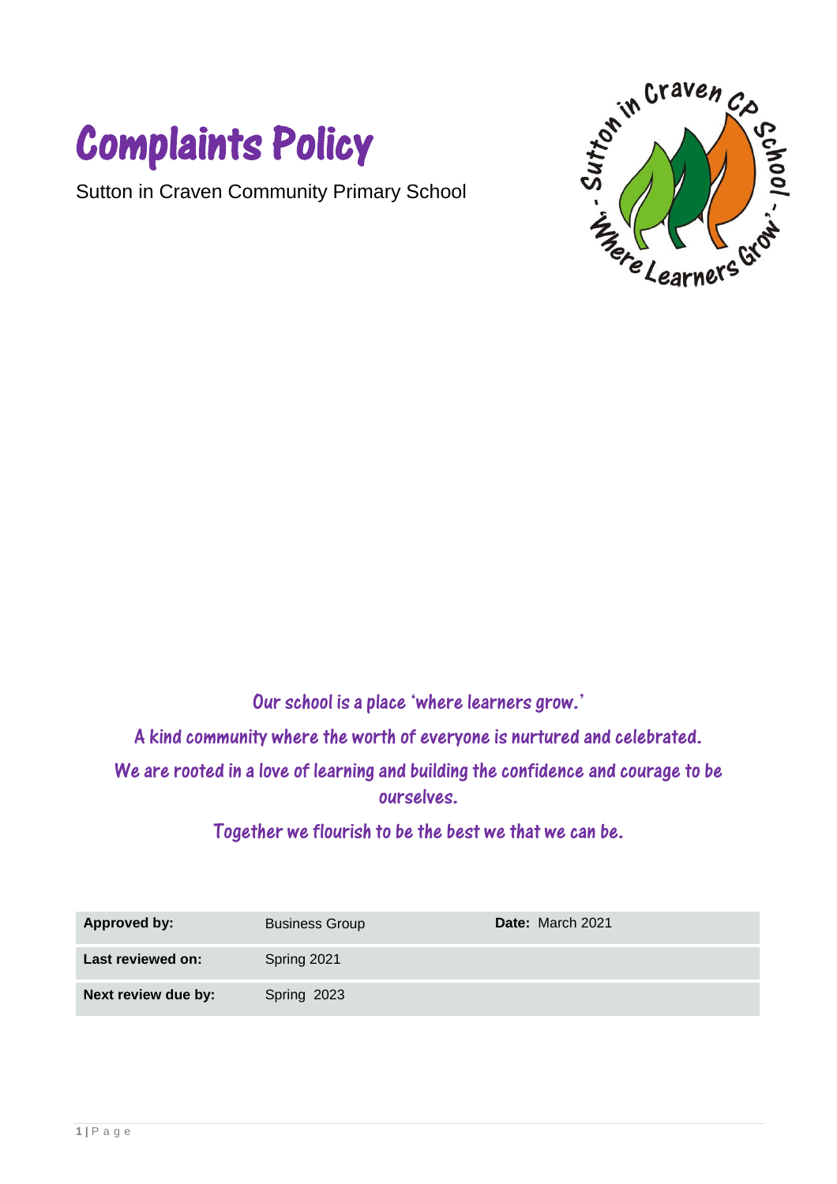# Complaints Policy

Sutton in Craven Community Primary School

Our school is a place 'where learners grow.'

A kind community where the worth of everyone is nurtured and celebrated.

We are rooted in a love of learning and building the confidence and courage to be ourselves.

Together we flourish to be the best we that we can be.

| **Approved by:** | Business Group | **Date:** March 2021 |
|---|---|---|
| **Last reviewed on:** | Spring 2021 | |
| **Next review due by:** | Spring 2023 | |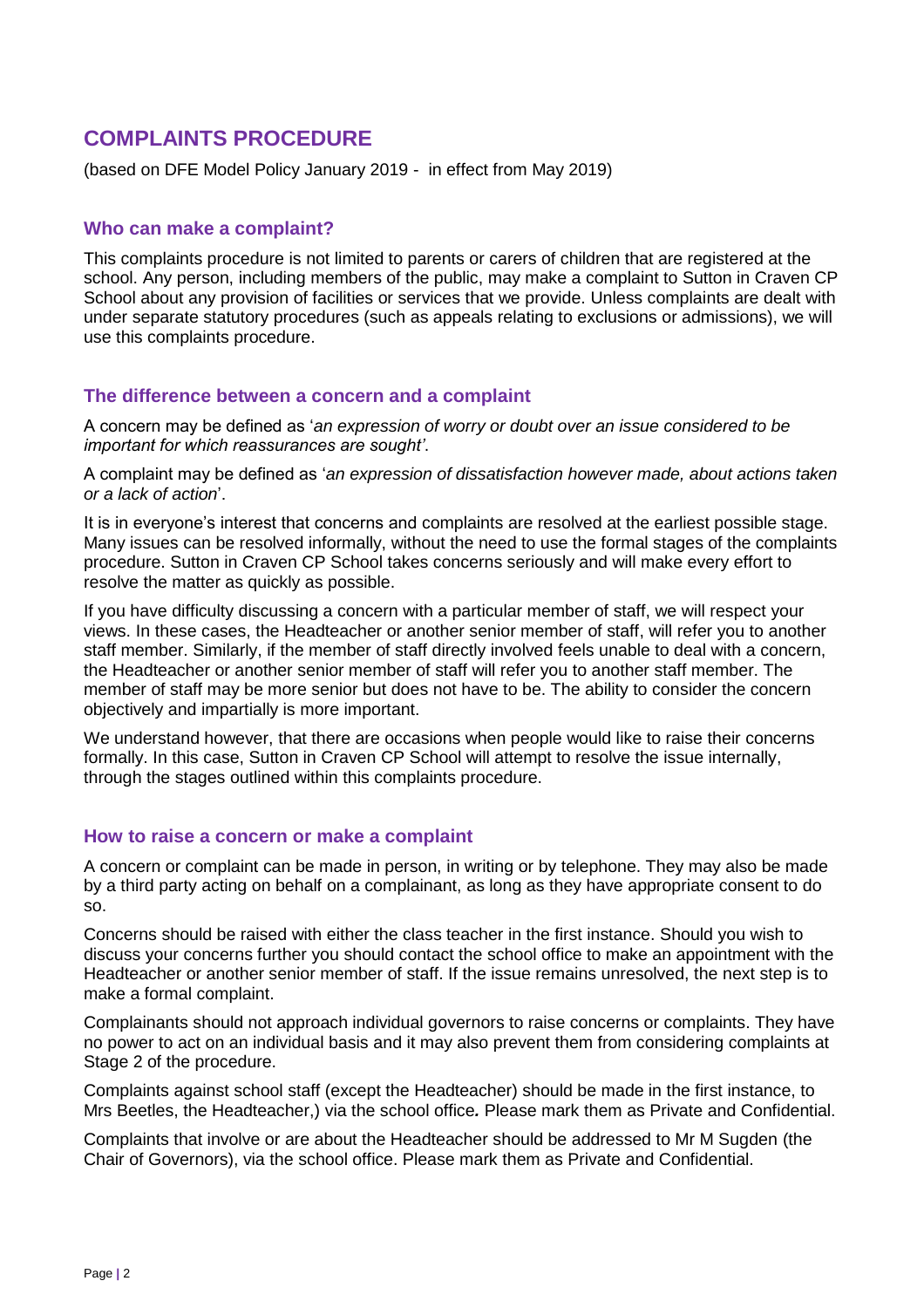## COMPLAINTS PROCEDURE

(based on DFE Model Policy January 2019 - in effect from May 2019)

### Who can make a complaint?

This complaints procedure is not limited to parents or carers of children that are registered at the school. Any person, including members of the public, may make a complaint to Sutton in Craven CP School about any provision of facilities or services that we provide. Unless complaints are dealt with under separate statutory procedures (such as appeals relating to exclusions or admissions), we will use this complaints procedure.

### The difference between a concern and a complaint

A concern may be defined as '*an expression of worry or doubt over an issue considered to be important for which reassurances are sought'*.

A complaint may be defined as '*an expression of dissatisfaction however made, about actions taken or a lack of action*'.

It is in everyone's interest that concerns and complaints are resolved at the earliest possible stage. Many issues can be resolved informally, without the need to use the formal stages of the complaints procedure. Sutton in Craven CP School takes concerns seriously and will make every effort to resolve the matter as quickly as possible.

If you have difficulty discussing a concern with a particular member of staff, we will respect your views. In these cases, the Headteacher or another senior member of staff, will refer you to another staff member. Similarly, if the member of staff directly involved feels unable to deal with a concern, the Headteacher or another senior member of staff will refer you to another staff member. The member of staff may be more senior but does not have to be. The ability to consider the concern objectively and impartially is more important.

We understand however, that there are occasions when people would like to raise their concerns formally. In this case, Sutton in Craven CP School will attempt to resolve the issue internally, through the stages outlined within this complaints procedure.

### How to raise a concern or make a complaint

A concern or complaint can be made in person, in writing or by telephone. They may also be made by a third party acting on behalf on a complainant, as long as they have appropriate consent to do so.

Concerns should be raised with either the class teacher in the first instance. Should you wish to discuss your concerns further you should contact the school office to make an appointment with the Headteacher or another senior member of staff. If the issue remains unresolved, the next step is to make a formal complaint.

Complainants should not approach individual governors to raise concerns or complaints. They have no power to act on an individual basis and it may also prevent them from considering complaints at Stage 2 of the procedure.

Complaints against school staff (except the Headteacher) should be made in the first instance, to Mrs Beetles, the Headteacher,) via the school office*.* Please mark them as Private and Confidential.

Complaints that involve or are about the Headteacher should be addressed to Mr M Sugden (the Chair of Governors), via the school office. Please mark them as Private and Confidential.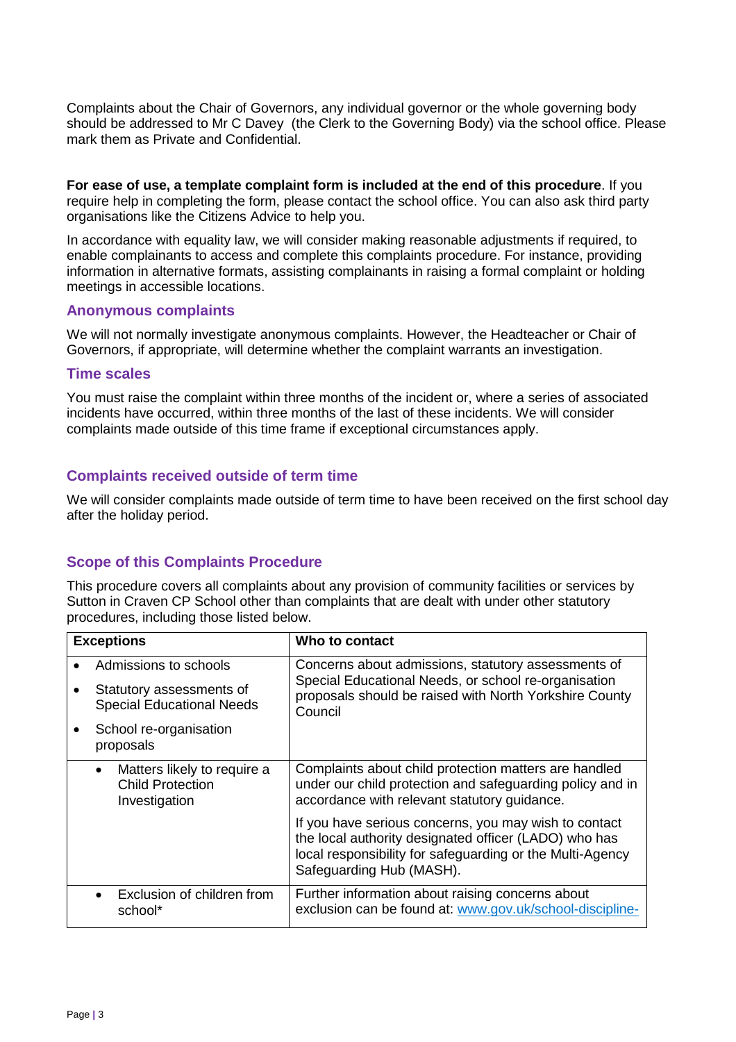Complaints about the Chair of Governors, any individual governor or the whole governing body should be addressed to Mr C Davey (the Clerk to the Governing Body) via the school office. Please mark them as Private and Confidential.

**For ease of use, a template complaint form is included at the end of this procedure**. If you require help in completing the form, please contact the school office. You can also ask third party organisations like the Citizens Advice to help you.

In accordance with equality law, we will consider making reasonable adjustments if required, to enable complainants to access and complete this complaints procedure. For instance, providing information in alternative formats, assisting complainants in raising a formal complaint or holding meetings in accessible locations.

### Anonymous complaints

We will not normally investigate anonymous complaints. However, the Headteacher or Chair of Governors, if appropriate, will determine whether the complaint warrants an investigation.

### Time scales

You must raise the complaint within three months of the incident or, where a series of associated incidents have occurred, within three months of the last of these incidents. We will consider complaints made outside of this time frame if exceptional circumstances apply.

### Complaints received outside of term time

We will consider complaints made outside of term time to have been received on the first school day after the holiday period.

### Scope of this Complaints Procedure

This procedure covers all complaints about any provision of community facilities or services by Sutton in Craven CP School other than complaints that are dealt with under other statutory procedures, including those listed below.

| Exceptions | Who to contact |
|---|---|
| • Admissions to schools<br>• Statutory assessments of Special Educational Needs<br>• School re-organisation proposals | Concerns about admissions, statutory assessments of Special Educational Needs, or school re-organisation proposals should be raised with North Yorkshire County Council |
| • Matters likely to require a Child Protection Investigation | Complaints about child protection matters are handled under our child protection and safeguarding policy and in accordance with relevant statutory guidance.<br><br>If you have serious concerns, you may wish to contact the local authority designated officer (LADO) who has local responsibility for safeguarding or the Multi-Agency Safeguarding Hub (MASH). |
| • Exclusion of children from school* | Further information about raising concerns about exclusion can be found at: www.gov.uk/school-discipline- |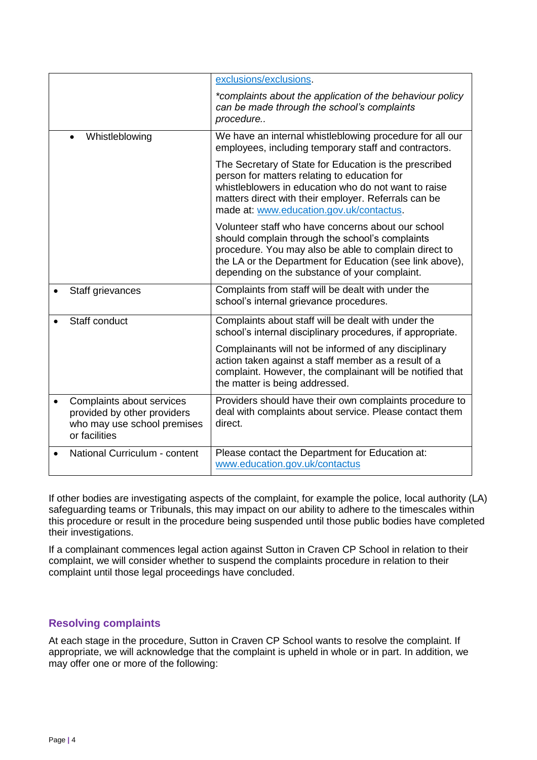| | |
|---|---|
| | exclusions/exclusions.<br><br>*complaints about the application of the behaviour policy can be made through the school's complaints procedure..* |
| • Whistleblowing | We have an internal whistleblowing procedure for all our employees, including temporary staff and contractors.<br><br>The Secretary of State for Education is the prescribed person for matters relating to education for whistleblowers in education who do not want to raise matters direct with their employer. Referrals can be made at: www.education.gov.uk/contactus.<br><br>Volunteer staff who have concerns about our school should complain through the school's complaints procedure. You may also be able to complain direct to the LA or the Department for Education (see link above), depending on the substance of your complaint. |
| • Staff grievances | Complaints from staff will be dealt with under the school's internal grievance procedures. |
| • Staff conduct | Complaints about staff will be dealt with under the school's internal disciplinary procedures, if appropriate.<br><br>Complainants will not be informed of any disciplinary action taken against a staff member as a result of a complaint. However, the complainant will be notified that the matter is being addressed. |
| • Complaints about services provided by other providers who may use school premises or facilities | Providers should have their own complaints procedure to deal with complaints about service. Please contact them direct. |
| • National Curriculum - content | Please contact the Department for Education at: www.education.gov.uk/contactus |

If other bodies are investigating aspects of the complaint, for example the police, local authority (LA) safeguarding teams or Tribunals, this may impact on our ability to adhere to the timescales within this procedure or result in the procedure being suspended until those public bodies have completed their investigations.

If a complainant commences legal action against Sutton in Craven CP School in relation to their complaint, we will consider whether to suspend the complaints procedure in relation to their complaint until those legal proceedings have concluded.

## Resolving complaints

At each stage in the procedure, Sutton in Craven CP School wants to resolve the complaint. If appropriate, we will acknowledge that the complaint is upheld in whole or in part. In addition, we may offer one or more of the following: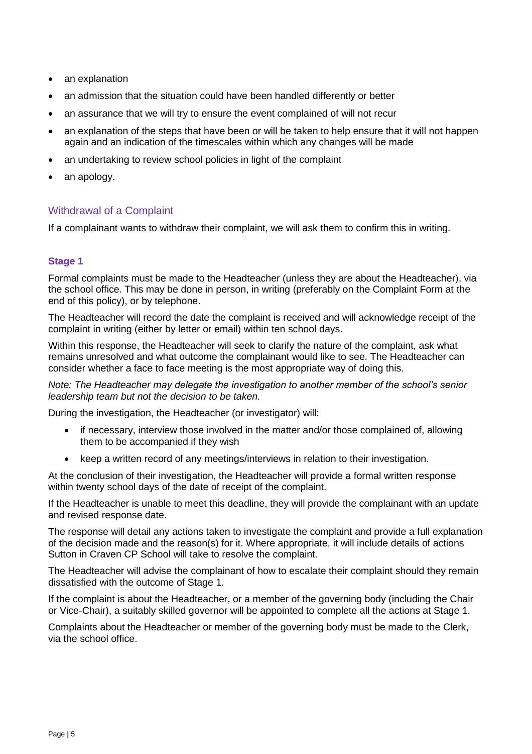- an explanation
- an admission that the situation could have been handled differently or better
- an assurance that we will try to ensure the event complained of will not recur
- an explanation of the steps that have been or will be taken to help ensure that it will not happen again and an indication of the timescales within which any changes will be made
- an undertaking to review school policies in light of the complaint
- an apology.

## Withdrawal of a Complaint

If a complainant wants to withdraw their complaint, we will ask them to confirm this in writing.

### Stage 1

Formal complaints must be made to the Headteacher (unless they are about the Headteacher), via the school office. This may be done in person, in writing (preferably on the Complaint Form at the end of this policy), or by telephone.

The Headteacher will record the date the complaint is received and will acknowledge receipt of the complaint in writing (either by letter or email) within ten school days.

Within this response, the Headteacher will seek to clarify the nature of the complaint, ask what remains unresolved and what outcome the complainant would like to see. The Headteacher can consider whether a face to face meeting is the most appropriate way of doing this.

*Note: The Headteacher may delegate the investigation to another member of the school's senior leadership team but not the decision to be taken.*

During the investigation, the Headteacher (or investigator) will:

- if necessary, interview those involved in the matter and/or those complained of, allowing them to be accompanied if they wish
- keep a written record of any meetings/interviews in relation to their investigation.

At the conclusion of their investigation, the Headteacher will provide a formal written response within twenty school days of the date of receipt of the complaint.

If the Headteacher is unable to meet this deadline, they will provide the complainant with an update and revised response date.

The response will detail any actions taken to investigate the complaint and provide a full explanation of the decision made and the reason(s) for it. Where appropriate, it will include details of actions Sutton in Craven CP School will take to resolve the complaint.

The Headteacher will advise the complainant of how to escalate their complaint should they remain dissatisfied with the outcome of Stage 1.

If the complaint is about the Headteacher, or a member of the governing body (including the Chair or Vice-Chair), a suitably skilled governor will be appointed to complete all the actions at Stage 1.

Complaints about the Headteacher or member of the governing body must be made to the Clerk, via the school office.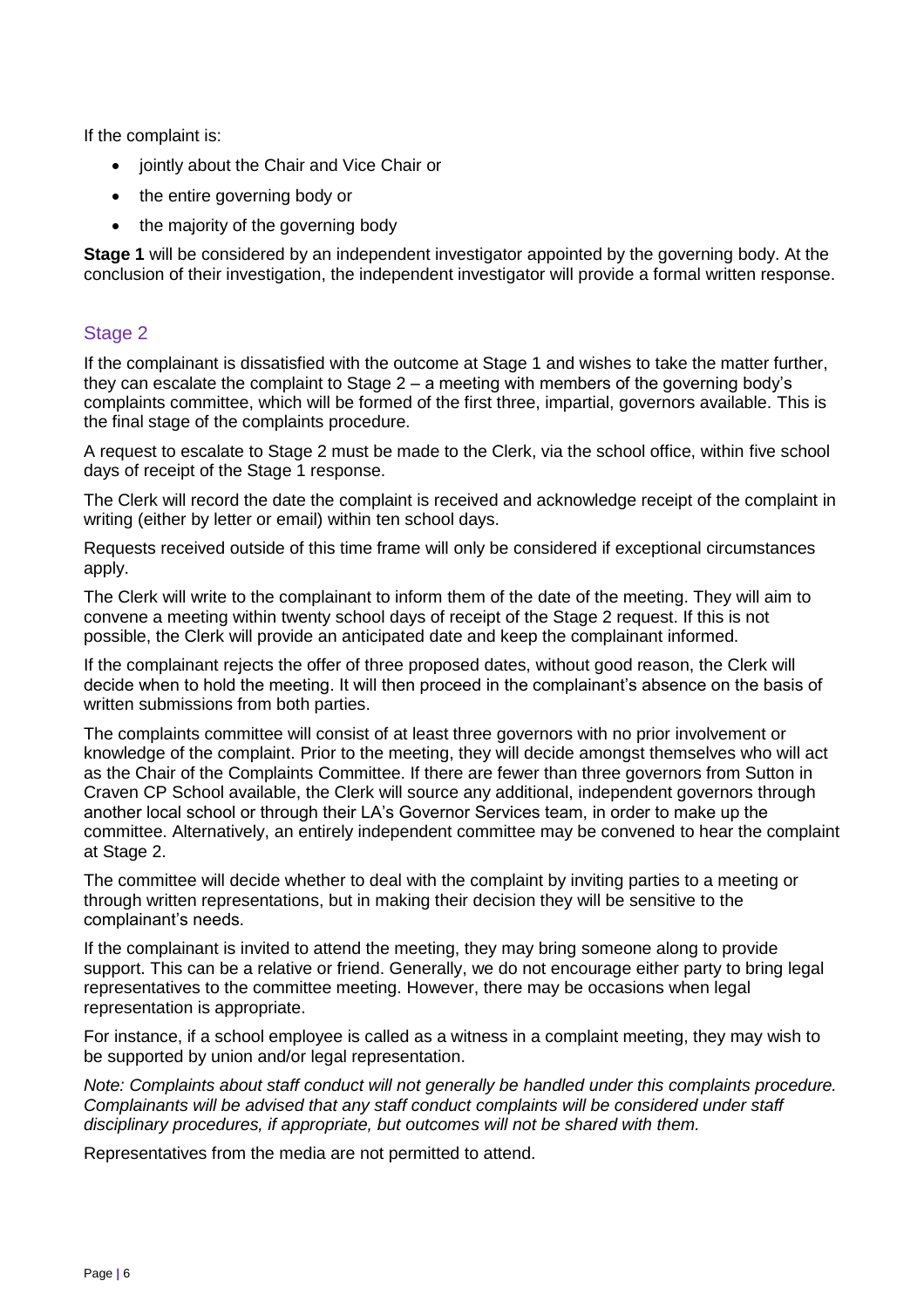If the complaint is:

- jointly about the Chair and Vice Chair or
- the entire governing body or
- the majority of the governing body

**Stage 1** will be considered by an independent investigator appointed by the governing body. At the conclusion of their investigation, the independent investigator will provide a formal written response.

## Stage 2

If the complainant is dissatisfied with the outcome at Stage 1 and wishes to take the matter further, they can escalate the complaint to Stage 2 – a meeting with members of the governing body's complaints committee, which will be formed of the first three, impartial, governors available. This is the final stage of the complaints procedure.

A request to escalate to Stage 2 must be made to the Clerk, via the school office, within five school days of receipt of the Stage 1 response.

The Clerk will record the date the complaint is received and acknowledge receipt of the complaint in writing (either by letter or email) within ten school days.

Requests received outside of this time frame will only be considered if exceptional circumstances apply.

The Clerk will write to the complainant to inform them of the date of the meeting. They will aim to convene a meeting within twenty school days of receipt of the Stage 2 request. If this is not possible, the Clerk will provide an anticipated date and keep the complainant informed.

If the complainant rejects the offer of three proposed dates, without good reason, the Clerk will decide when to hold the meeting. It will then proceed in the complainant's absence on the basis of written submissions from both parties.

The complaints committee will consist of at least three governors with no prior involvement or knowledge of the complaint. Prior to the meeting, they will decide amongst themselves who will act as the Chair of the Complaints Committee. If there are fewer than three governors from Sutton in Craven CP School available, the Clerk will source any additional, independent governors through another local school or through their LA's Governor Services team, in order to make up the committee. Alternatively, an entirely independent committee may be convened to hear the complaint at Stage 2.

The committee will decide whether to deal with the complaint by inviting parties to a meeting or through written representations, but in making their decision they will be sensitive to the complainant's needs.

If the complainant is invited to attend the meeting, they may bring someone along to provide support. This can be a relative or friend. Generally, we do not encourage either party to bring legal representatives to the committee meeting. However, there may be occasions when legal representation is appropriate.

For instance, if a school employee is called as a witness in a complaint meeting, they may wish to be supported by union and/or legal representation.

*Note: Complaints about staff conduct will not generally be handled under this complaints procedure. Complainants will be advised that any staff conduct complaints will be considered under staff disciplinary procedures, if appropriate, but outcomes will not be shared with them.*

Representatives from the media are not permitted to attend.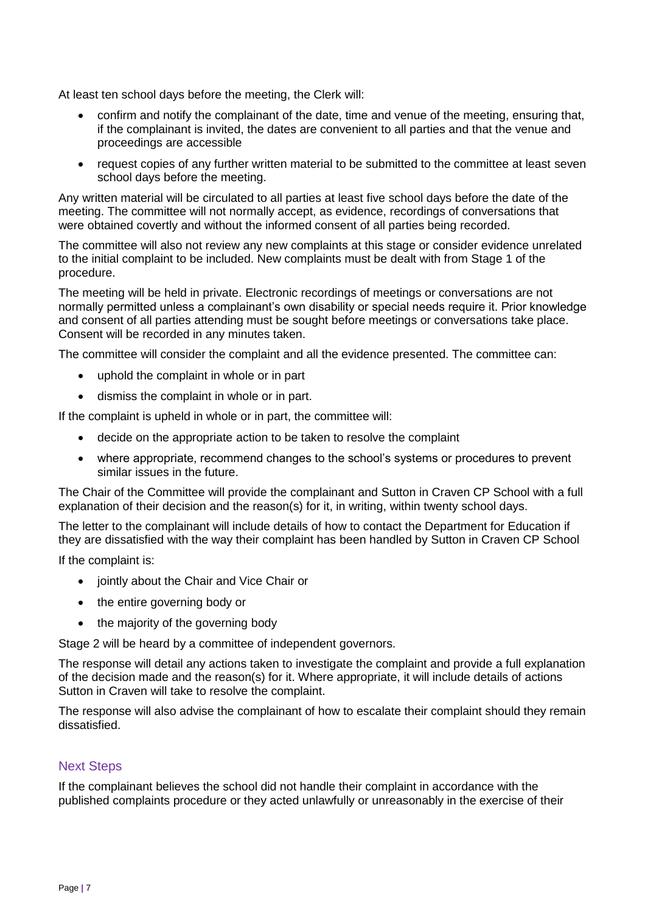At least ten school days before the meeting, the Clerk will:

- confirm and notify the complainant of the date, time and venue of the meeting, ensuring that, if the complainant is invited, the dates are convenient to all parties and that the venue and proceedings are accessible
- request copies of any further written material to be submitted to the committee at least seven school days before the meeting.

Any written material will be circulated to all parties at least five school days before the date of the meeting. The committee will not normally accept, as evidence, recordings of conversations that were obtained covertly and without the informed consent of all parties being recorded.

The committee will also not review any new complaints at this stage or consider evidence unrelated to the initial complaint to be included. New complaints must be dealt with from Stage 1 of the procedure.

The meeting will be held in private. Electronic recordings of meetings or conversations are not normally permitted unless a complainant's own disability or special needs require it. Prior knowledge and consent of all parties attending must be sought before meetings or conversations take place. Consent will be recorded in any minutes taken.

The committee will consider the complaint and all the evidence presented. The committee can:

- uphold the complaint in whole or in part
- dismiss the complaint in whole or in part.

If the complaint is upheld in whole or in part, the committee will:

- decide on the appropriate action to be taken to resolve the complaint
- where appropriate, recommend changes to the school's systems or procedures to prevent similar issues in the future.

The Chair of the Committee will provide the complainant and Sutton in Craven CP School with a full explanation of their decision and the reason(s) for it, in writing, within twenty school days.

The letter to the complainant will include details of how to contact the Department for Education if they are dissatisfied with the way their complaint has been handled by Sutton in Craven CP School

If the complaint is:

- jointly about the Chair and Vice Chair or
- the entire governing body or
- the majority of the governing body

Stage 2 will be heard by a committee of independent governors.

The response will detail any actions taken to investigate the complaint and provide a full explanation of the decision made and the reason(s) for it. Where appropriate, it will include details of actions Sutton in Craven will take to resolve the complaint.

The response will also advise the complainant of how to escalate their complaint should they remain dissatisfied.

## Next Steps

If the complainant believes the school did not handle their complaint in accordance with the published complaints procedure or they acted unlawfully or unreasonably in the exercise of their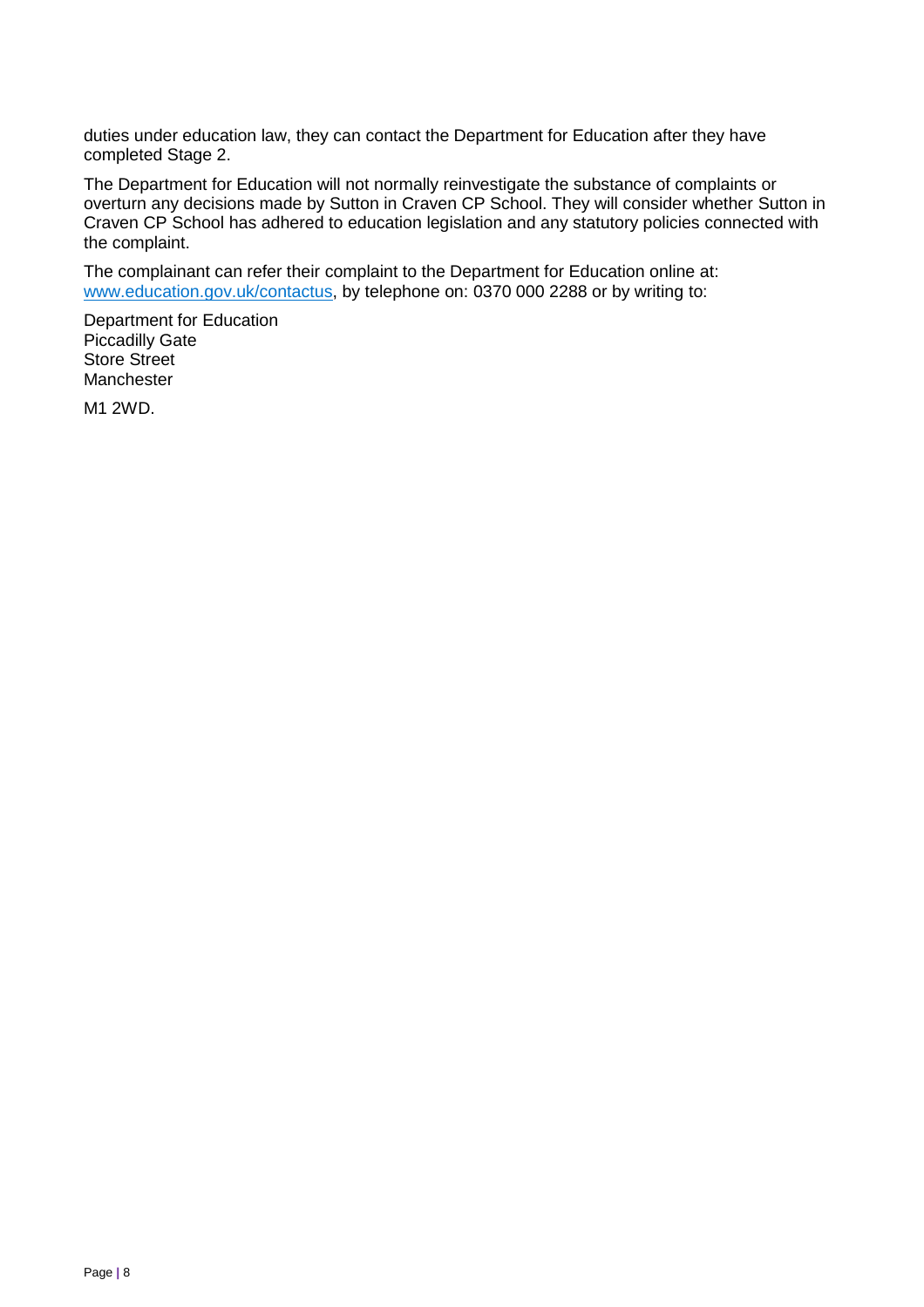duties under education law, they can contact the Department for Education after they have completed Stage 2.

The Department for Education will not normally reinvestigate the substance of complaints or overturn any decisions made by Sutton in Craven CP School. They will consider whether Sutton in Craven CP School has adhered to education legislation and any statutory policies connected with the complaint.

The complainant can refer their complaint to the Department for Education online at: [www.education.gov.uk/contactus](http://www.education.gov.uk/contactus), by telephone on: 0370 000 2288 or by writing to:

Department for Education  
Piccadilly Gate  
Store Street  
Manchester

M1 2WD.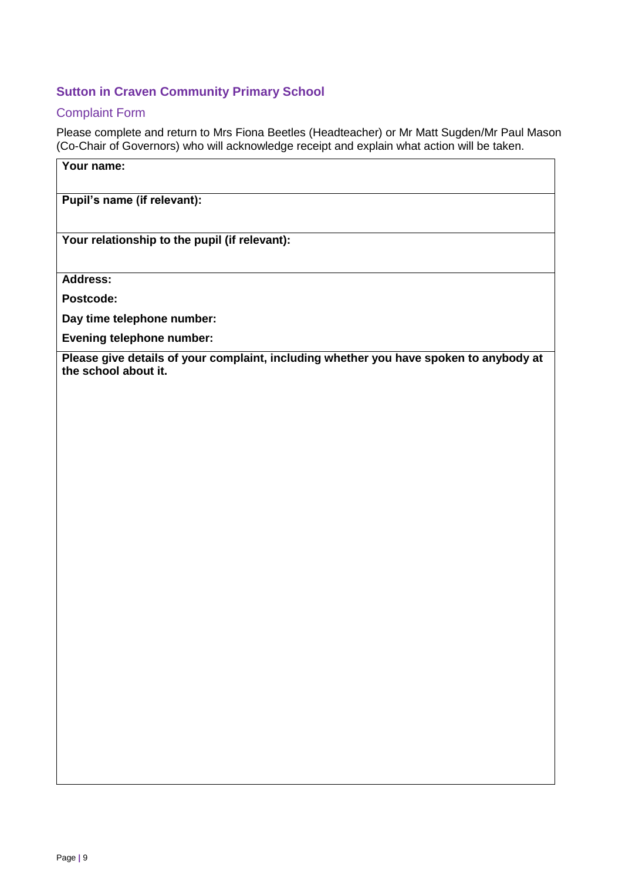## Sutton in Craven Community Primary School

### Complaint Form

Please complete and return to Mrs Fiona Beetles (Headteacher) or Mr Matt Sugden/Mr Paul Mason (Co-Chair of Governors) who will acknowledge receipt and explain what action will be taken.

| **Your name:** |
|---|
| **Pupil's name (if relevant):** |
| **Your relationship to the pupil (if relevant):** |
| **Address:**<br><br>**Postcode:**<br><br>**Day time telephone number:**<br><br>**Evening telephone number:** |
| **Please give details of your complaint, including whether you have spoken to anybody at the school about it.** |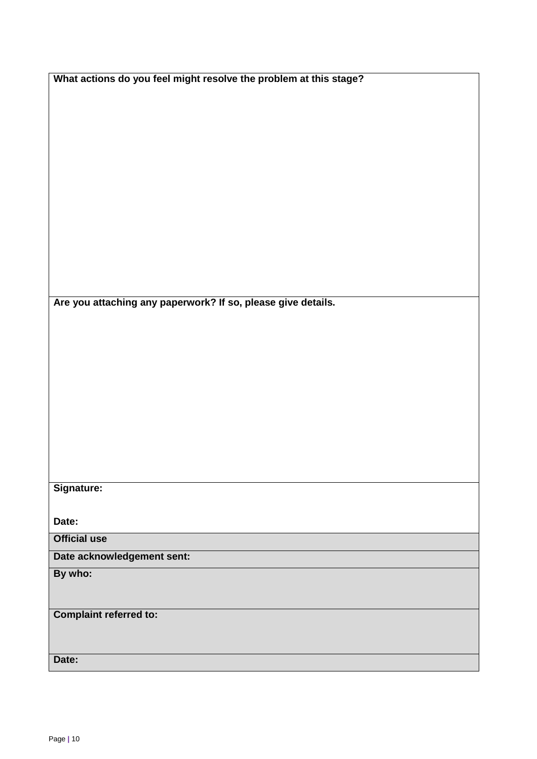| What actions do you feel might resolve the problem at this stage? |
| --- |
| **Are you attaching any paperwork? If so, please give details.** |
| **Signature:**<br><br>**Date:** |
| **Official use** |
| **Date acknowledgement sent:** |
| **By who:** |
| **Complaint referred to:** |
| **Date:** |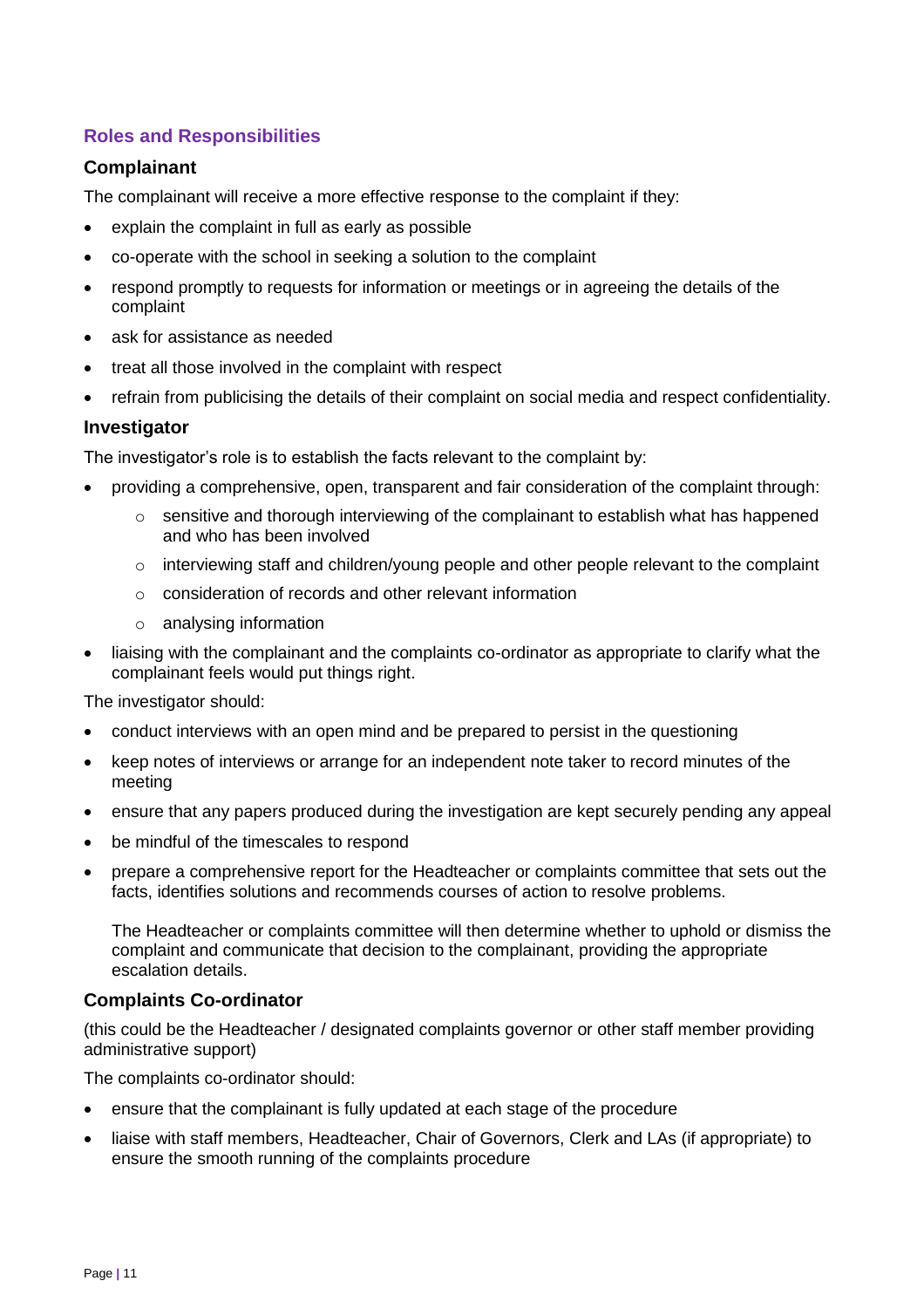## Roles and Responsibilities

### Complainant

The complainant will receive a more effective response to the complaint if they:

- explain the complaint in full as early as possible
- co-operate with the school in seeking a solution to the complaint
- respond promptly to requests for information or meetings or in agreeing the details of the complaint
- ask for assistance as needed
- treat all those involved in the complaint with respect
- refrain from publicising the details of their complaint on social media and respect confidentiality.

### Investigator

The investigator's role is to establish the facts relevant to the complaint by:

- providing a comprehensive, open, transparent and fair consideration of the complaint through:
  - sensitive and thorough interviewing of the complainant to establish what has happened and who has been involved
  - interviewing staff and children/young people and other people relevant to the complaint
  - consideration of records and other relevant information
  - analysing information
- liaising with the complainant and the complaints co-ordinator as appropriate to clarify what the complainant feels would put things right.

The investigator should:

- conduct interviews with an open mind and be prepared to persist in the questioning
- keep notes of interviews or arrange for an independent note taker to record minutes of the meeting
- ensure that any papers produced during the investigation are kept securely pending any appeal
- be mindful of the timescales to respond
- prepare a comprehensive report for the Headteacher or complaints committee that sets out the facts, identifies solutions and recommends courses of action to resolve problems.

  The Headteacher or complaints committee will then determine whether to uphold or dismiss the complaint and communicate that decision to the complainant, providing the appropriate escalation details.

### Complaints Co-ordinator

(this could be the Headteacher / designated complaints governor or other staff member providing administrative support)

The complaints co-ordinator should:

- ensure that the complainant is fully updated at each stage of the procedure
- liaise with staff members, Headteacher, Chair of Governors, Clerk and LAs (if appropriate) to ensure the smooth running of the complaints procedure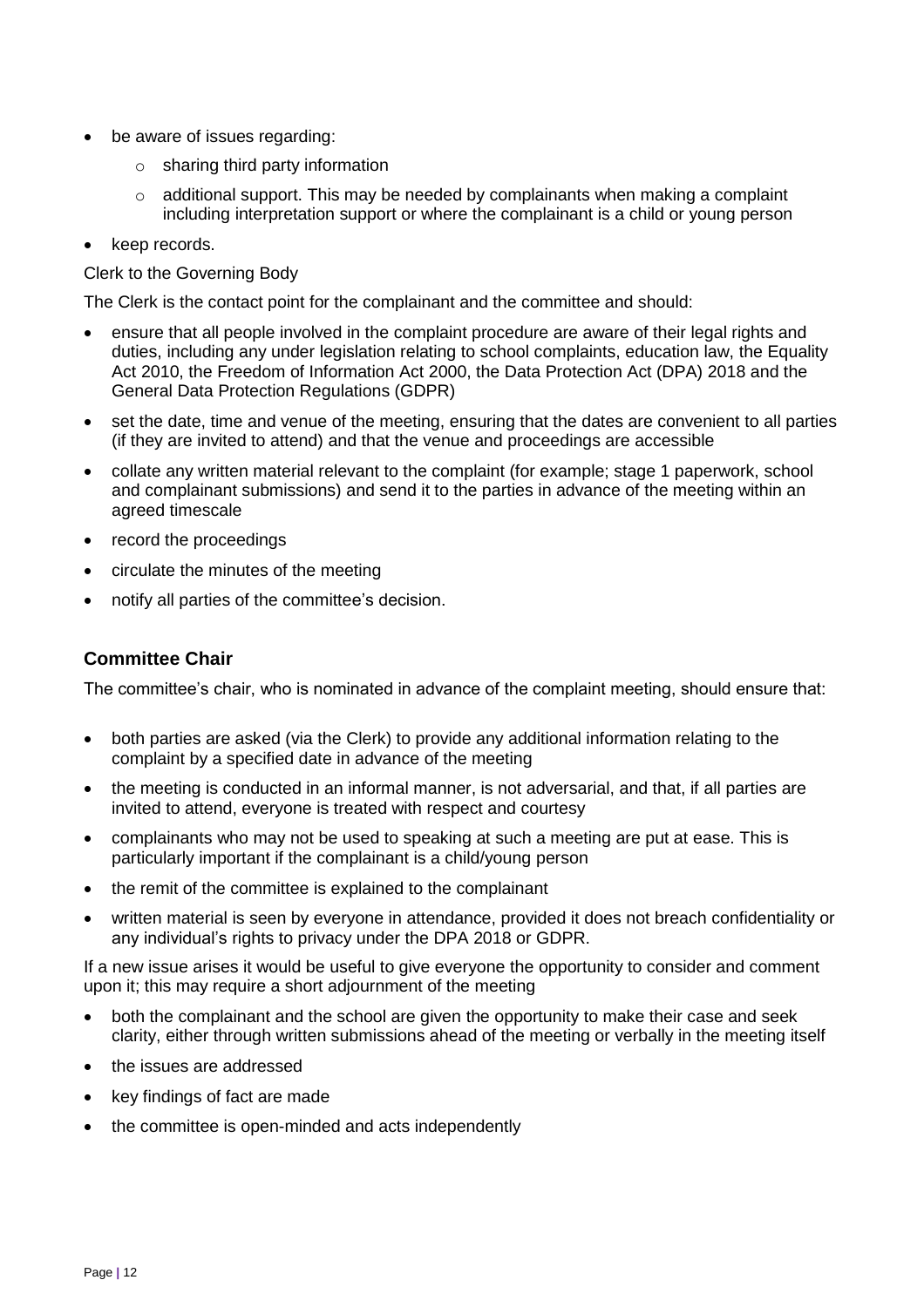- be aware of issues regarding:
  - sharing third party information
  - additional support. This may be needed by complainants when making a complaint including interpretation support or where the complainant is a child or young person
- keep records.

Clerk to the Governing Body

The Clerk is the contact point for the complainant and the committee and should:

- ensure that all people involved in the complaint procedure are aware of their legal rights and duties, including any under legislation relating to school complaints, education law, the Equality Act 2010, the Freedom of Information Act 2000, the Data Protection Act (DPA) 2018 and the General Data Protection Regulations (GDPR)
- set the date, time and venue of the meeting, ensuring that the dates are convenient to all parties (if they are invited to attend) and that the venue and proceedings are accessible
- collate any written material relevant to the complaint (for example; stage 1 paperwork, school and complainant submissions) and send it to the parties in advance of the meeting within an agreed timescale
- record the proceedings
- circulate the minutes of the meeting
- notify all parties of the committee's decision.

### Committee Chair

The committee's chair, who is nominated in advance of the complaint meeting, should ensure that:

- both parties are asked (via the Clerk) to provide any additional information relating to the complaint by a specified date in advance of the meeting
- the meeting is conducted in an informal manner, is not adversarial, and that, if all parties are invited to attend, everyone is treated with respect and courtesy
- complainants who may not be used to speaking at such a meeting are put at ease. This is particularly important if the complainant is a child/young person
- the remit of the committee is explained to the complainant
- written material is seen by everyone in attendance, provided it does not breach confidentiality or any individual's rights to privacy under the DPA 2018 or GDPR.

If a new issue arises it would be useful to give everyone the opportunity to consider and comment upon it; this may require a short adjournment of the meeting

- both the complainant and the school are given the opportunity to make their case and seek clarity, either through written submissions ahead of the meeting or verbally in the meeting itself
- the issues are addressed
- key findings of fact are made
- the committee is open-minded and acts independently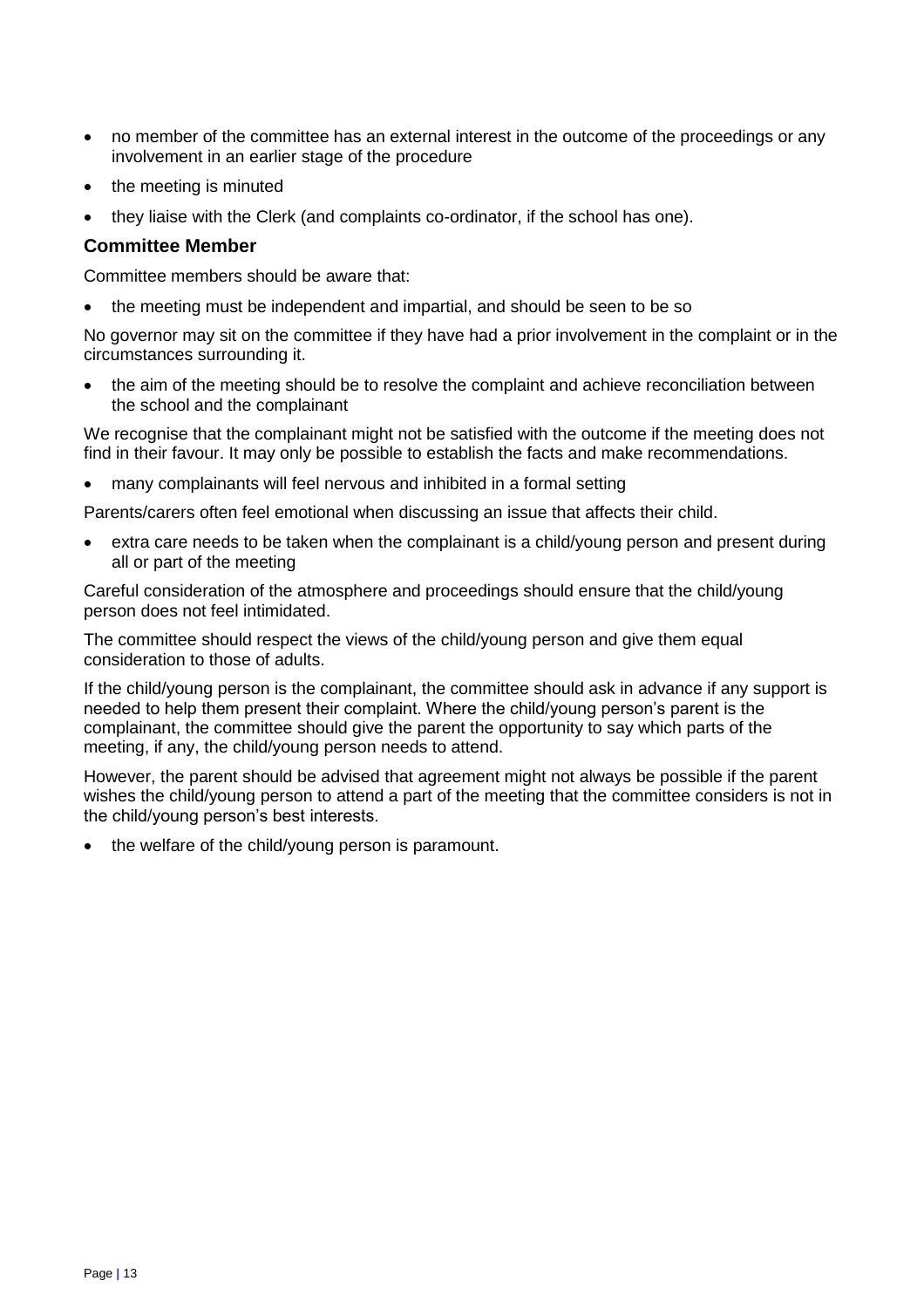- no member of the committee has an external interest in the outcome of the proceedings or any involvement in an earlier stage of the procedure
- the meeting is minuted
- they liaise with the Clerk (and complaints co-ordinator, if the school has one).

### Committee Member

Committee members should be aware that:

- the meeting must be independent and impartial, and should be seen to be so

No governor may sit on the committee if they have had a prior involvement in the complaint or in the circumstances surrounding it.

- the aim of the meeting should be to resolve the complaint and achieve reconciliation between the school and the complainant

We recognise that the complainant might not be satisfied with the outcome if the meeting does not find in their favour. It may only be possible to establish the facts and make recommendations.

- many complainants will feel nervous and inhibited in a formal setting

Parents/carers often feel emotional when discussing an issue that affects their child.

- extra care needs to be taken when the complainant is a child/young person and present during all or part of the meeting

Careful consideration of the atmosphere and proceedings should ensure that the child/young person does not feel intimidated.

The committee should respect the views of the child/young person and give them equal consideration to those of adults.

If the child/young person is the complainant, the committee should ask in advance if any support is needed to help them present their complaint. Where the child/young person's parent is the complainant, the committee should give the parent the opportunity to say which parts of the meeting, if any, the child/young person needs to attend.

However, the parent should be advised that agreement might not always be possible if the parent wishes the child/young person to attend a part of the meeting that the committee considers is not in the child/young person's best interests.

- the welfare of the child/young person is paramount.